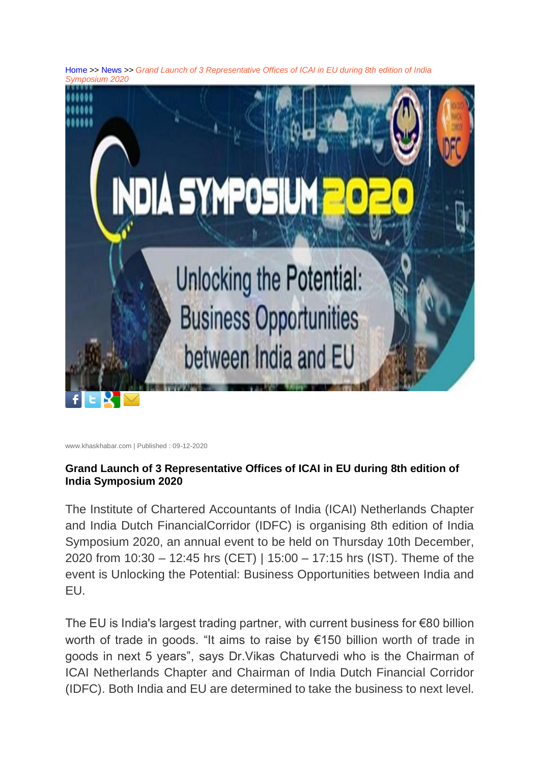Home >> News >> *Grand Launch of 3 Representative Offices of ICAI in EU during 8th edition of India Symposium 2020*

www.khaskhabar.com | Published : 09-12-2020

**Grand Launch of 3 Representative Offices of ICAI in EU during 8th edition of India Symposium 2020**

The Institute of Chartered Accountants of India (ICAI) Netherlands Chapter and India Dutch FinancialCorridor (IDFC) is organising 8th edition of India Symposium 2020, an annual event to be held on Thursday 10th December, 2020 from 10:30 – 12:45 hrs (CET) | 15:00 – 17:15 hrs (IST). Theme of the event is Unlocking the Potential: Business Opportunities between India and EU.

The EU is India's largest trading partner, with current business for €80 billion worth of trade in goods. "It aims to raise by €150 billion worth of trade in goods in next 5 years", says Dr.Vikas Chaturvedi who is the Chairman of ICAI Netherlands Chapter and Chairman of India Dutch Financial Corridor (IDFC). Both India and EU are determined to take the business to next level.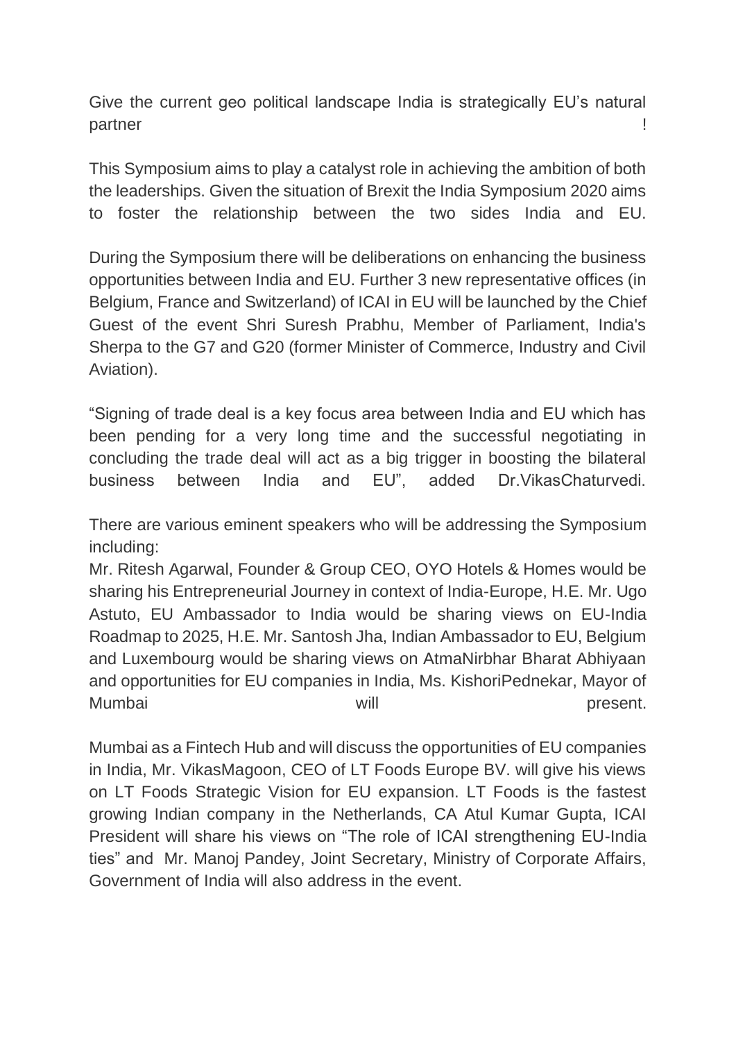Give the current geo political landscape India is strategically EU's natural partner !

This Symposium aims to play a catalyst role in achieving the ambition of both the leaderships. Given the situation of Brexit the India Symposium 2020 aims to foster the relationship between the two sides India and EU.

During the Symposium there will be deliberations on enhancing the business opportunities between India and EU. Further 3 new representative offices (in Belgium, France and Switzerland) of ICAI in EU will be launched by the Chief Guest of the event Shri Suresh Prabhu, Member of Parliament, India's Sherpa to the G7 and G20 (former Minister of Commerce, Industry and Civil Aviation).

"Signing of trade deal is a key focus area between India and EU which has been pending for a very long time and the successful negotiating in concluding the trade deal will act as a big trigger in boosting the bilateral business between India and EU", added Dr.VikasChaturvedi.

There are various eminent speakers who will be addressing the Symposium including:
Mr. Ritesh Agarwal, Founder & Group CEO, OYO Hotels & Homes would be sharing his Entrepreneurial Journey in context of India-Europe, H.E. Mr. Ugo Astuto, EU Ambassador to India would be sharing views on EU-India Roadmap to 2025, H.E. Mr. Santosh Jha, Indian Ambassador to EU, Belgium and Luxembourg would be sharing views on AtmaNirbhar Bharat Abhiyaan and opportunities for EU companies in India, Ms. KishoriPednekar, Mayor of Mumbai will present.

Mumbai as a Fintech Hub and will discuss the opportunities of EU companies in India, Mr. VikasMagoon, CEO of LT Foods Europe BV. will give his views on LT Foods Strategic Vision for EU expansion. LT Foods is the fastest growing Indian company in the Netherlands, CA Atul Kumar Gupta, ICAI President will share his views on "The role of ICAI strengthening EU-India ties" and Mr. Manoj Pandey, Joint Secretary, Ministry of Corporate Affairs, Government of India will also address in the event.